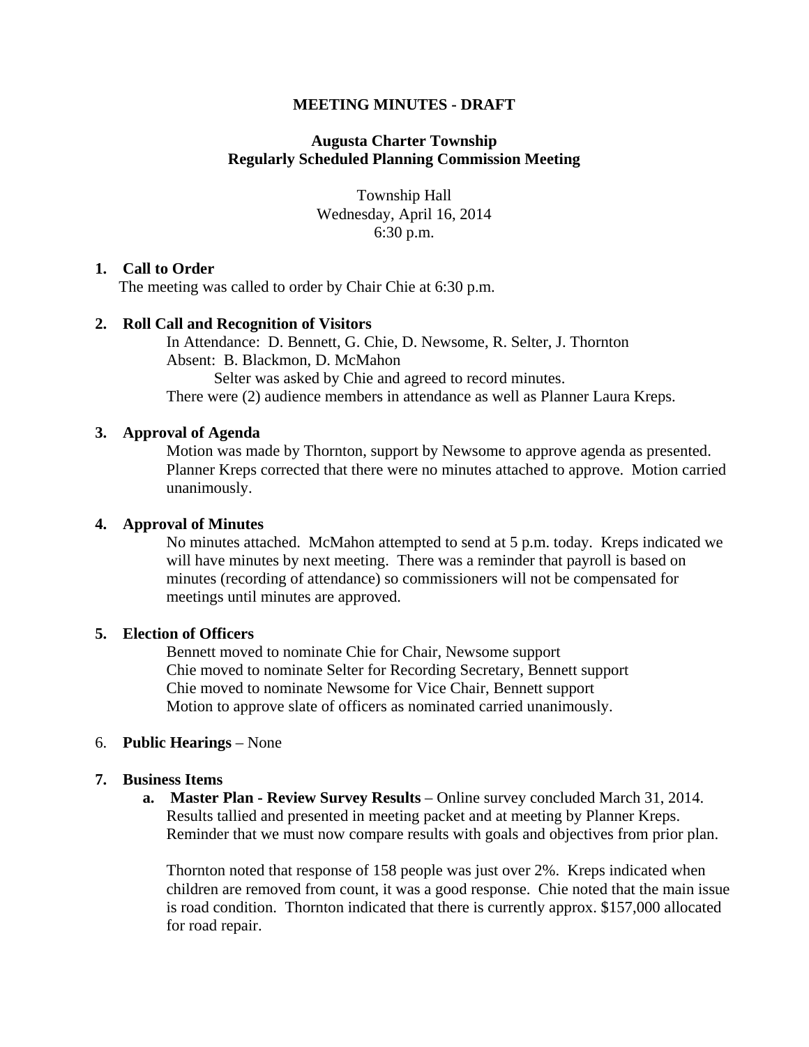**MEETING MINUTES - DRAFT**

**Augusta Charter Township**
**Regularly Scheduled Planning Commission Meeting**

Township Hall
Wednesday, April 16, 2014
6:30 p.m.

**1. Call to Order**

The meeting was called to order by Chair Chie at 6:30 p.m.

**2. Roll Call and Recognition of Visitors**

In Attendance: D. Bennett, G. Chie, D. Newsome, R. Selter, J. Thornton
Absent: B. Blackmon, D. McMahon
Selter was asked by Chie and agreed to record minutes.
There were (2) audience members in attendance as well as Planner Laura Kreps.

**3. Approval of Agenda**

Motion was made by Thornton, support by Newsome to approve agenda as presented. Planner Kreps corrected that there were no minutes attached to approve. Motion carried unanimously.

**4. Approval of Minutes**

No minutes attached. McMahon attempted to send at 5 p.m. today. Kreps indicated we will have minutes by next meeting. There was a reminder that payroll is based on minutes (recording of attendance) so commissioners will not be compensated for meetings until minutes are approved.

**5. Election of Officers**

Bennett moved to nominate Chie for Chair, Newsome support
Chie moved to nominate Selter for Recording Secretary, Bennett support
Chie moved to nominate Newsome for Vice Chair, Bennett support
Motion to approve slate of officers as nominated carried unanimously.

6. **Public Hearings** – None

**7. Business Items**

**a. Master Plan - Review Survey Results** – Online survey concluded March 31, 2014. Results tallied and presented in meeting packet and at meeting by Planner Kreps. Reminder that we must now compare results with goals and objectives from prior plan.

Thornton noted that response of 158 people was just over 2%. Kreps indicated when children are removed from count, it was a good response. Chie noted that the main issue is road condition. Thornton indicated that there is currently approx. $157,000 allocated for road repair.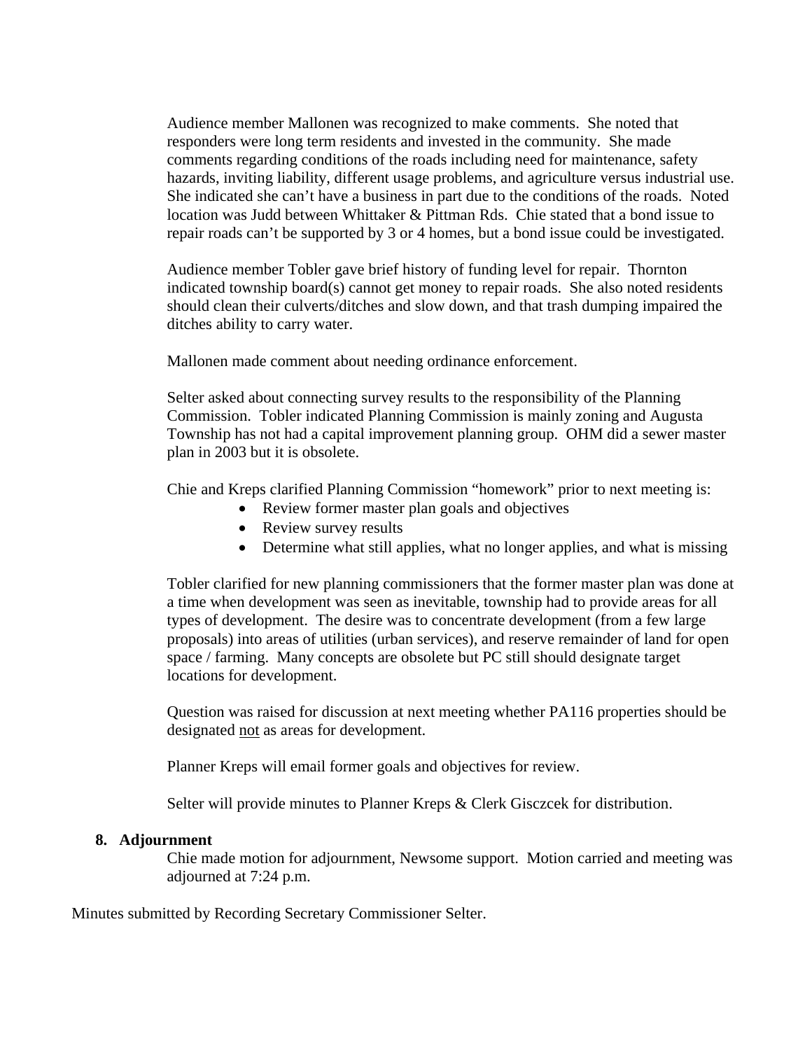Audience member Mallonen was recognized to make comments. She noted that responders were long term residents and invested in the community. She made comments regarding conditions of the roads including need for maintenance, safety hazards, inviting liability, different usage problems, and agriculture versus industrial use. She indicated she can't have a business in part due to the conditions of the roads. Noted location was Judd between Whittaker & Pittman Rds. Chie stated that a bond issue to repair roads can't be supported by 3 or 4 homes, but a bond issue could be investigated.

Audience member Tobler gave brief history of funding level for repair. Thornton indicated township board(s) cannot get money to repair roads. She also noted residents should clean their culverts/ditches and slow down, and that trash dumping impaired the ditches ability to carry water.

Mallonen made comment about needing ordinance enforcement.

Selter asked about connecting survey results to the responsibility of the Planning Commission. Tobler indicated Planning Commission is mainly zoning and Augusta Township has not had a capital improvement planning group. OHM did a sewer master plan in 2003 but it is obsolete.

Chie and Kreps clarified Planning Commission "homework" prior to next meeting is:

- Review former master plan goals and objectives
- Review survey results
- Determine what still applies, what no longer applies, and what is missing

Tobler clarified for new planning commissioners that the former master plan was done at a time when development was seen as inevitable, township had to provide areas for all types of development. The desire was to concentrate development (from a few large proposals) into areas of utilities (urban services), and reserve remainder of land for open space / farming. Many concepts are obsolete but PC still should designate target locations for development.

Question was raised for discussion at next meeting whether PA116 properties should be designated <u>not</u> as areas for development.

Planner Kreps will email former goals and objectives for review.

Selter will provide minutes to Planner Kreps & Clerk Gisczcek for distribution.

**8. Adjournment**

Chie made motion for adjournment, Newsome support. Motion carried and meeting was adjourned at 7:24 p.m.

Minutes submitted by Recording Secretary Commissioner Selter.